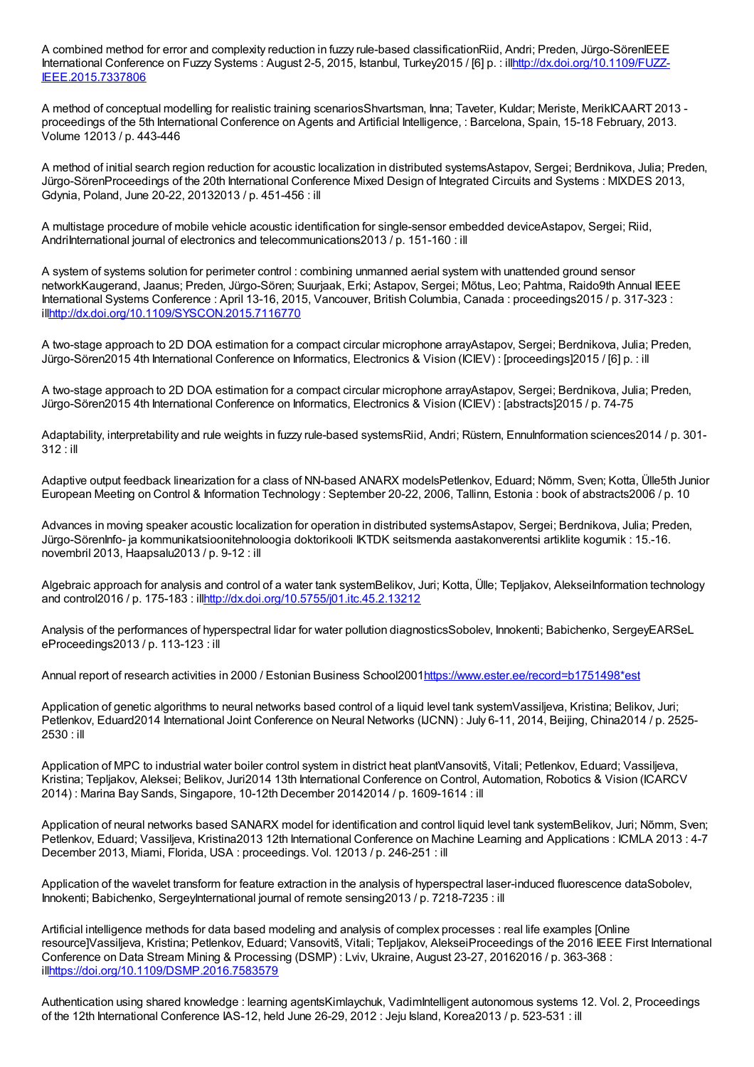A combined method for error and complexity reduction in fuzzy rule-based classificationRiid, Andri; Preden, Jürgo-SörenIEEE International Conference on Fuzzy Systems : August 2-5, 2015, Istanbul, Turkey2015 / [6] p. : illhttp://dx.doi.org/10.1109/FUZZ-IEEE.2015.7337806

A method of conceptual modelling for realistic training scenariosShvartsman, Inna; Taveter, Kuldar; Meriste, MerikICAART 2013 - proceedings of the 5th International Conference on Agents and Artificial Intelligence, : Barcelona, Spain, 15-18 February, 2013. Volume 12013 / p. 443-446

A method of initial search region reduction for acoustic localization in distributed systemsAstapov, Sergei; Berdnikova, Julia; Preden, Jürgo-SörenProceedings of the 20th International Conference Mixed Design of Integrated Circuits and Systems : MIXDES 2013, Gdynia, Poland, June 20-22, 20132013 / p. 451-456 : ill

A multistage procedure of mobile vehicle acoustic identification for single-sensor embedded deviceAstapov, Sergei; Riid, AndriInternational journal of electronics and telecommunications2013 / p. 151-160 : ill

A system of systems solution for perimeter control : combining unmanned aerial system with unattended ground sensor networkKaugerand, Jaanus; Preden, Jürgo-Sören; Suurjaak, Erki; Astapov, Sergei; Mõtus, Leo; Pahtma, Raido9th Annual IEEE International Systems Conference : April 13-16, 2015, Vancouver, British Columbia, Canada : proceedings2015 / p. 317-323 : illhttp://dx.doi.org/10.1109/SYSCON.2015.7116770

A two-stage approach to 2D DOA estimation for a compact circular microphone arrayAstapov, Sergei; Berdnikova, Julia; Preden, Jürgo-Sören2015 4th International Conference on Informatics, Electronics & Vision (ICIEV) : [proceedings]2015 / [6] p. : ill

A two-stage approach to 2D DOA estimation for a compact circular microphone arrayAstapov, Sergei; Berdnikova, Julia; Preden, Jürgo-Sören2015 4th International Conference on Informatics, Electronics & Vision (ICIEV) : [abstracts]2015 / p. 74-75

Adaptability, interpretability and rule weights in fuzzy rule-based systemsRiid, Andri; Rüstern, EnnuInformation sciences2014 / p. 301-312 : ill

Adaptive output feedback linearization for a class of NN-based ANARX modelsPetlenkov, Eduard; Nõmm, Sven; Kotta, Ülle5th Junior European Meeting on Control & Information Technology : September 20-22, 2006, Tallinn, Estonia : book of abstracts2006 / p. 10

Advances in moving speaker acoustic localization for operation in distributed systemsAstapov, Sergei; Berdnikova, Julia; Preden, Jürgo-SörenInfo- ja kommunikatsioonitehnoloogia doktorikooli IKTDK seitsmenda aastakonverentsi artiklite kogumik : 15.-16. novembril 2013, Haapsalu2013 / p. 9-12 : ill

Algebraic approach for analysis and control of a water tank systemBelikov, Juri; Kotta, Ülle; Tepljakov, AlekseiInformation technology and control2016 / p. 175-183 : illhttp://dx.doi.org/10.5755/j01.itc.45.2.13212

Analysis of the performances of hyperspectral lidar for water pollution diagnosticsSobolev, Innokenti; Babichenko, SergeyEARSeL eProceedings2013 / p. 113-123 : ill

Annual report of research activities in 2000 / Estonian Business School2001https://www.ester.ee/record=b1751498*est

Application of genetic algorithms to neural networks based control of a liquid level tank systemVassiljeva, Kristina; Belikov, Juri; Petlenkov, Eduard2014 International Joint Conference on Neural Networks (IJCNN) : July 6-11, 2014, Beijing, China2014 / p. 2525-2530 : ill

Application of MPC to industrial water boiler control system in district heat plantVansovitš, Vitali; Petlenkov, Eduard; Vassiljeva, Kristina; Tepljakov, Aleksei; Belikov, Juri2014 13th International Conference on Control, Automation, Robotics & Vision (ICARCV 2014) : Marina Bay Sands, Singapore, 10-12th December 20142014 / p. 1609-1614 : ill

Application of neural networks based SANARX model for identification and control liquid level tank systemBelikov, Juri; Nõmm, Sven; Petlenkov, Eduard; Vassiljeva, Kristina2013 12th International Conference on Machine Learning and Applications : ICMLA 2013 : 4-7 December 2013, Miami, Florida, USA : proceedings. Vol. 12013 / p. 246-251 : ill

Application of the wavelet transform for feature extraction in the analysis of hyperspectral laser-induced fluorescence dataSobolev, Innokenti; Babichenko, SergeyInternational journal of remote sensing2013 / p. 7218-7235 : ill

Artificial intelligence methods for data based modeling and analysis of complex processes : real life examples [Online resource]Vassiljeva, Kristina; Petlenkov, Eduard; Vansovitš, Vitali; Tepljakov, AlekseiProceedings of the 2016 IEEE First International Conference on Data Stream Mining & Processing (DSMP) : Lviv, Ukraine, August 23-27, 20162016 / p. 363-368 : illhttps://doi.org/10.1109/DSMP.2016.7583579

Authentication using shared knowledge : learning agentsKimlaychuk, VadimIntelligent autonomous systems 12. Vol. 2, Proceedings of the 12th International Conference IAS-12, held June 26-29, 2012 : Jeju Island, Korea2013 / p. 523-531 : ill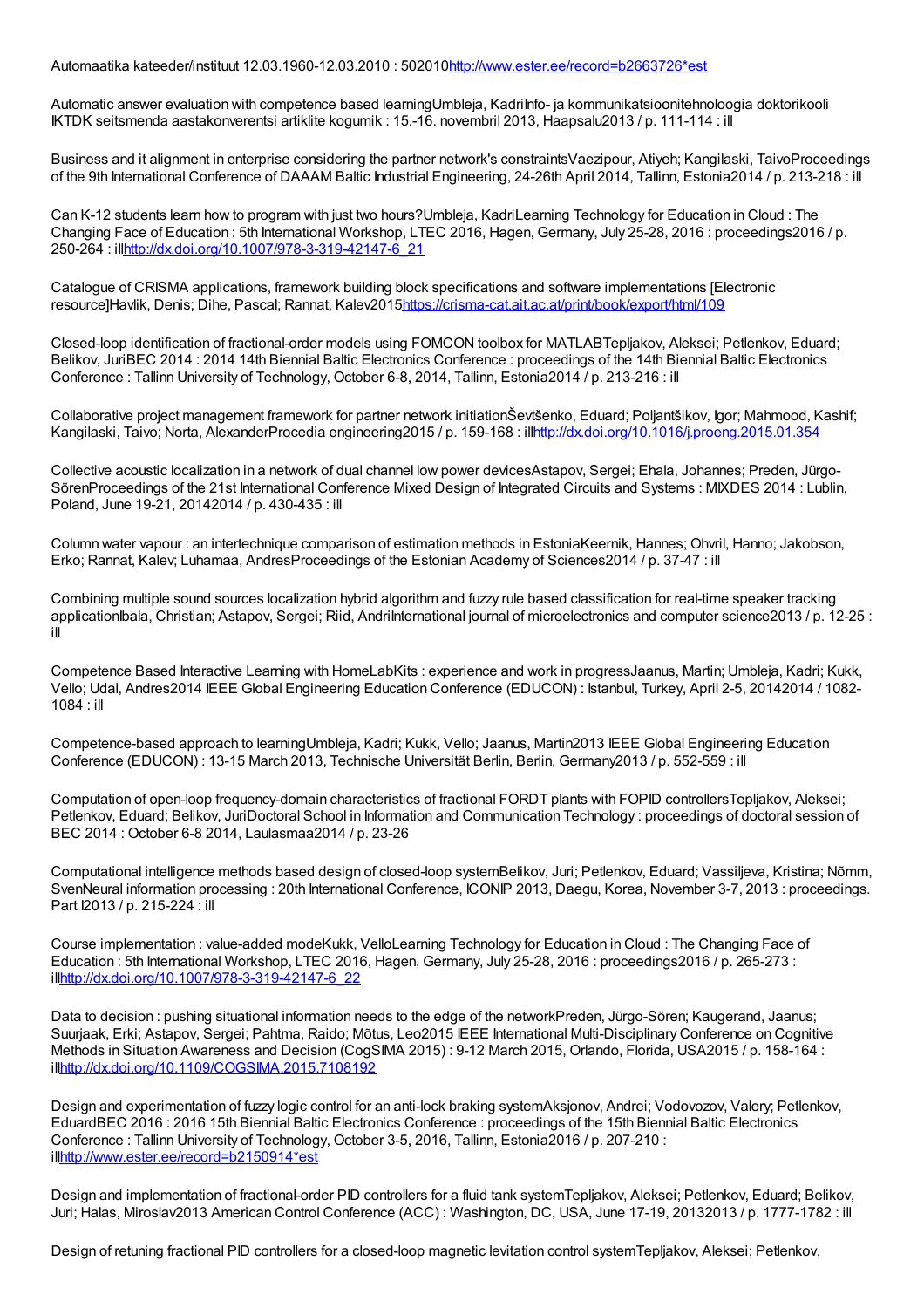Automaatika kateeder/instituut 12.03.1960-12.03.2010 : 502010http://www.ester.ee/record=b2663726*est

Automatic answer evaluation with competence based learningUmbleja, KadriInfo- ja kommunikatsioonitehnoloogia doktorikooli IKTDK seitsmenda aastakonverentsi artiklite kogumik : 15.-16. novembril 2013, Haapsalu2013 / p. 111-114 : ill

Business and it alignment in enterprise considering the partner network's constraintsVaezipour, Atiyeh; Kangilaski, TaivoProceedings of the 9th International Conference of DAAAM Baltic Industrial Engineering, 24-26th April 2014, Tallinn, Estonia2014 / p. 213-218 : ill

Can K-12 students learn how to program with just two hours?Umbleja, KadriLearning Technology for Education in Cloud : The Changing Face of Education : 5th International Workshop, LTEC 2016, Hagen, Germany, July 25-28, 2016 : proceedings2016 / p. 250-264 : illhttp://dx.doi.org/10.1007/978-3-319-42147-6_21

Catalogue of CRISMA applications, framework building block specifications and software implementations [Electronic resource]Havlik, Denis; Dihe, Pascal; Rannat, Kalev2015https://crisma-cat.ait.ac.at/print/book/export/html/109

Closed-loop identification of fractional-order models using FOMCON toolbox for MATLABTepljakov, Aleksei; Petlenkov, Eduard; Belikov, JuriBEC 2014 : 2014 14th Biennial Baltic Electronics Conference : proceedings of the 14th Biennial Baltic Electronics Conference : Tallinn University of Technology, October 6-8, 2014, Tallinn, Estonia2014 / p. 213-216 : ill

Collaborative project management framework for partner network initiationŠevtšenko, Eduard; Poljantšikov, Igor; Mahmood, Kashif; Kangilaski, Taivo; Norta, AlexanderProcedia engineering2015 / p. 159-168 : illhttp://dx.doi.org/10.1016/j.proeng.2015.01.354

Collective acoustic localization in a network of dual channel low power devicesAstapov, Sergei; Ehala, Johannes; Preden, Jürgo-SörenProceedings of the 21st International Conference Mixed Design of Integrated Circuits and Systems : MIXDES 2014 : Lublin, Poland, June 19-21, 20142014 / p. 430-435 : ill

Column water vapour : an intertechnique comparison of estimation methods in EstoniaKeernik, Hannes; Ohvril, Hanno; Jakobson, Erko; Rannat, Kalev; Luhamaa, AndresProceedings of the Estonian Academy of Sciences2014 / p. 37-47 : ill

Combining multiple sound sources localization hybrid algorithm and fuzzy rule based classification for real-time speaker tracking applicationIbala, Christian; Astapov, Sergei; Riid, AndriInternational journal of microelectronics and computer science2013 / p. 12-25 : ill

Competence Based Interactive Learning with HomeLabKits : experience and work in progressJaanus, Martin; Umbleja, Kadri; Kukk, Vello; Udal, Andres2014 IEEE Global Engineering Education Conference (EDUCON) : Istanbul, Turkey, April 2-5, 20142014 / 1082-1084 : ill

Competence-based approach to learningUmbleja, Kadri; Kukk, Vello; Jaanus, Martin2013 IEEE Global Engineering Education Conference (EDUCON) : 13-15 March 2013, Technische Universität Berlin, Berlin, Germany2013 / p. 552-559 : ill

Computation of open-loop frequency-domain characteristics of fractional FORDT plants with FOPID controllersTepljakov, Aleksei; Petlenkov, Eduard; Belikov, JuriDoctoral School in Information and Communication Technology : proceedings of doctoral session of BEC 2014 : October 6-8 2014, Laulasmaa2014 / p. 23-26

Computational intelligence methods based design of closed-loop systemBelikov, Juri; Petlenkov, Eduard; Vassiljeva, Kristina; Nõmm, SvenNeural information processing : 20th International Conference, ICONIP 2013, Daegu, Korea, November 3-7, 2013 : proceedings. Part I2013 / p. 215-224 : ill

Course implementation : value-added modeKukk, VelloLearning Technology for Education in Cloud : The Changing Face of Education : 5th International Workshop, LTEC 2016, Hagen, Germany, July 25-28, 2016 : proceedings2016 / p. 265-273 : illhttp://dx.doi.org/10.1007/978-3-319-42147-6_22

Data to decision : pushing situational information needs to the edge of the networkPreden, Jürgo-Sören; Kaugerand, Jaanus; Suurjaak, Erki; Astapov, Sergei; Pahtma, Raido; Mõtus, Leo2015 IEEE International Multi-Disciplinary Conference on Cognitive Methods in Situation Awareness and Decision (CogSIMA 2015) : 9-12 March 2015, Orlando, Florida, USA2015 / p. 158-164 : illhttp://dx.doi.org/10.1109/COGSIMA.2015.7108192

Design and experimentation of fuzzy logic control for an anti-lock braking systemAksjonov, Andrei; Vodovozov, Valery; Petlenkov, EduardBEC 2016 : 2016 15th Biennial Baltic Electronics Conference : proceedings of the 15th Biennial Baltic Electronics Conference : Tallinn University of Technology, October 3-5, 2016, Tallinn, Estonia2016 / p. 207-210 : illhttp://www.ester.ee/record=b2150914*est

Design and implementation of fractional-order PID controllers for a fluid tank systemTepljakov, Aleksei; Petlenkov, Eduard; Belikov, Juri; Halas, Miroslav2013 American Control Conference (ACC) : Washington, DC, USA, June 17-19, 20132013 / p. 1777-1782 : ill

Design of retuning fractional PID controllers for a closed-loop magnetic levitation control systemTepljakov, Aleksei; Petlenkov,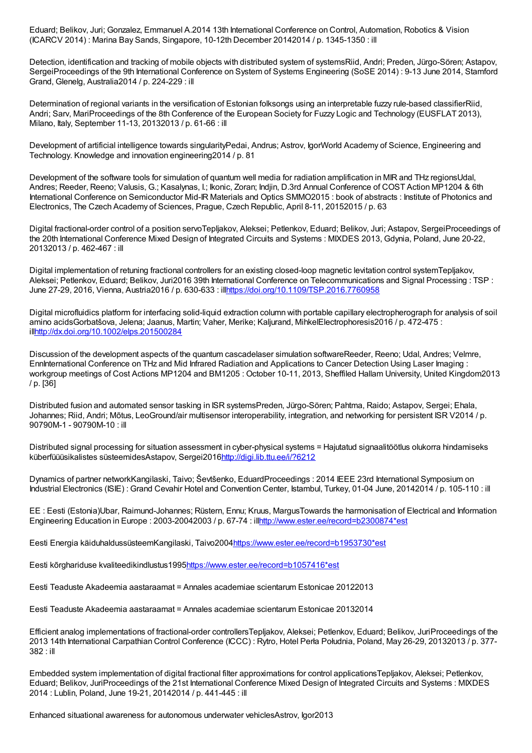Eduard; Belikov, Juri; Gonzalez, Emmanuel A.2014 13th International Conference on Control, Automation, Robotics & Vision (ICARCV 2014) : Marina Bay Sands, Singapore, 10-12th December 20142014 / p. 1345-1350 : ill

Detection, identification and tracking of mobile objects with distributed system of systemsRiid, Andri; Preden, Jürgo-Sören; Astapov, SergeiProceedings of the 9th International Conference on System of Systems Engineering (SoSE 2014) : 9-13 June 2014, Stamford Grand, Glenelg, Australia2014 / p. 224-229 : ill

Determination of regional variants in the versification of Estonian folksongs using an interpretable fuzzy rule-based classifierRiid, Andri; Sarv, MariProceedings of the 8th Conference of the European Society for Fuzzy Logic and Technology (EUSFLAT 2013), Milano, Italy, September 11-13, 20132013 / p. 61-66 : ill

Development of artificial intelligence towards singularityPedai, Andrus; Astrov, IgorWorld Academy of Science, Engineering and Technology. Knowledge and innovation engineering2014 / p. 81

Development of the software tools for simulation of quantum well media for radiation amplification in MIR and THz regionsUdal, Andres; Reeder, Reeno; Valusis, G.; Kasalynas, I.; Ikonic, Zoran; Indjin, D.3rd Annual Conference of COST Action MP1204 & 6th International Conference on Semiconductor Mid-IR Materials and Optics SMMO2015 : book of abstracts : Institute of Photonics and Electronics, The Czech Academy of Sciences, Prague, Czech Republic, April 8-11, 20152015 / p. 63

Digital fractional-order control of a position servoTepljakov, Aleksei; Petlenkov, Eduard; Belikov, Juri; Astapov, SergeiProceedings of the 20th International Conference Mixed Design of Integrated Circuits and Systems : MIXDES 2013, Gdynia, Poland, June 20-22, 20132013 / p. 462-467 : ill

Digital implementation of retuning fractional controllers for an existing closed-loop magnetic levitation control systemTepljakov, Aleksei; Petlenkov, Eduard; Belikov, Juri2016 39th International Conference on Telecommunications and Signal Processing : TSP : June 27-29, 2016, Vienna, Austria2016 / p. 630-633 : illhttps://doi.org/10.1109/TSP.2016.7760958

Digital microfluidics platform for interfacing solid-liquid extraction column with portable capillary electropherograph for analysis of soil amino acidsGorbatšova, Jelena; Jaanus, Martin; Vaher, Merike; Kaljurand, MihkelElectrophoresis2016 / p. 472-475 : illhttp://dx.doi.org/10.1002/elps.201500284

Discussion of the development aspects of the quantum cascadelaser simulation softwareReeder, Reeno; Udal, Andres; Velmre, EnnInternational Conference on THz and Mid Infrared Radiation and Applications to Cancer Detection Using Laser Imaging : workgroup meetings of Cost Actions MP1204 and BM1205 : October 10-11, 2013, Sheffiled Hallam University, United Kingdom2013 / p. [36]

Distributed fusion and automated sensor tasking in ISR systemsPreden, Jürgo-Sören; Pahtma, Raido; Astapov, Sergei; Ehala, Johannes; Riid, Andri; Mõtus, LeoGround/air multisensor interoperability, integration, and networking for persistent ISR V2014 / p. 90790M-1 - 90790M-10 : ill

Distributed signal processing for situation assessment in cyber-physical systems = Hajutatud signaalitöötlus olukorra hindamiseks küberfüüsikalistes süsteemidesAstapov, Sergei2016http://digi.lib.ttu.ee/i/?6212

Dynamics of partner networkKangilaski, Taivo; Ševtšenko, EduardProceedings : 2014 IEEE 23rd International Symposium on Industrial Electronics (ISIE) : Grand Cevahir Hotel and Convention Center, Istambul, Turkey, 01-04 June, 20142014 / p. 105-110 : ill

EE : Eesti (Estonia)Ubar, Raimund-Johannes; Rüstern, Ennu; Kruus, MargusTowards the harmonisation of Electrical and Information Engineering Education in Europe : 2003-20042003 / p. 67-74 : illhttp://www.ester.ee/record=b2300874*est

Eesti Energia käiduhaldussüsteemKangilaski, Taivo2004https://www.ester.ee/record=b1953730*est

Eesti kõrghariduse kvaliteedikindlustus1995https://www.ester.ee/record=b1057416*est

Eesti Teaduste Akadeemia aastaraamat = Annales academiae scientarum Estonicae 20122013

Eesti Teaduste Akadeemia aastaraamat = Annales academiae scientarum Estonicae 20132014

Efficient analog implementations of fractional-order controllersTepljakov, Aleksei; Petlenkov, Eduard; Belikov, JuriProceedings of the 2013 14th International Carpathian Control Conference (ICCC) : Rytro, Hotel Perła Południa, Poland, May 26-29, 20132013 / p. 377-382 : ill

Embedded system implementation of digital fractional filter approximations for control applicationsTepljakov, Aleksei; Petlenkov, Eduard; Belikov, JuriProceedings of the 21st International Conference Mixed Design of Integrated Circuits and Systems : MIXDES 2014 : Lublin, Poland, June 19-21, 20142014 / p. 441-445 : ill

Enhanced situational awareness for autonomous underwater vehiclesAstrov, Igor2013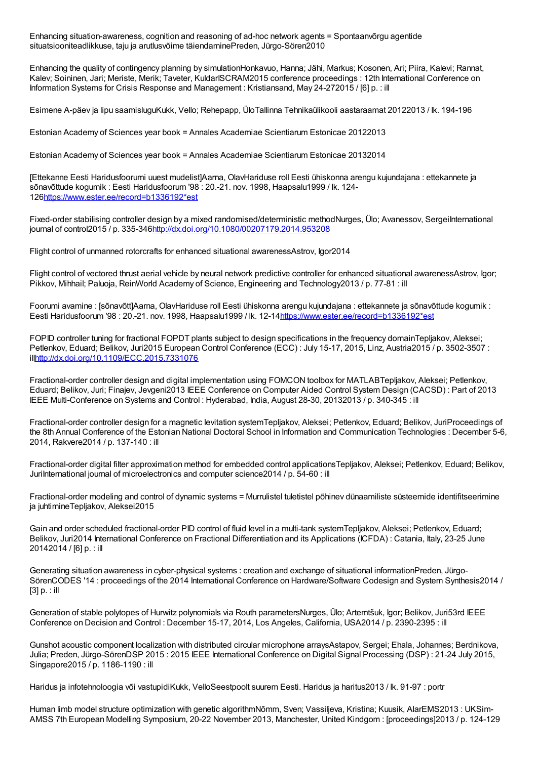Enhancing situation-awareness, cognition and reasoning of ad-hoc network agents = Spontaanvõrgu agentide situatsiooniteadlikkuse, taju ja arutlusvõime täiendaminePreden, Jürgo-Sören2010

Enhancing the quality of contingency planning by simulationHonkavuo, Hanna; Jähi, Markus; Kosonen, Ari; Piira, Kalevi; Rannat, Kalev; Soininen, Jari; Meriste, Merik; Taveter, KuldarISCRAM2015 conference proceedings : 12th International Conference on Information Systems for Crisis Response and Management : Kristiansand, May 24-272015 / [6] p. : ill

Esimene A-päev ja lipu saamislooKukk, Vello; Rehepapp, ÜloTallinna Tehnikaülikooli aastaraamat 20122013 / lk. 194-196

Estonian Academy of Sciences year book = Annales Academiae Scientiarum Estonicae 20122013

Estonian Academy of Sciences year book = Annales Academiae Scientiarum Estonicae 20132014

[Ettekanne Eesti Haridusfoorumi uuest mudelist]Aarna, OlavHariduse roll Eesti ühiskonna arengu kujundajana : ettekannete ja sõnavõttude kogumik : Eesti Haridusfoorum '98 : 20.-21. nov. 1998, Haapsalu1999 / lk. 124-126https://www.ester.ee/record=b1336192*est

Fixed-order stabilising controller design by a mixed randomised/deterministic methodNurges, Ülo; Avanessov, SergeiInternational journal of control2015 / p. 335-346http://dx.doi.org/10.1080/00207179.2014.953208

Flight control of unmanned rotorcrafts for enhanced situational awarenessAstrov, Igor2014

Flight control of vectored thrust aerial vehicle by neural network predictive controller for enhanced situational awarenessAstrov, Igor; Pikkov, Mihhail; Paluoja, ReinWorld Academy of Science, Engineering and Technology2013 / p. 77-81 : ill

Foorumi avamine : [sõnavõtt]Aarna, OlavHariduse roll Eesti ühiskonna arengu kujundajana : ettekannete ja sõnavõttude kogumik : Eesti Haridusfoorum '98 : 20.-21. nov. 1998, Haapsalu1999 / lk. 12-14https://www.ester.ee/record=b1336192*est

FOPID controller tuning for fractional FOPDT plants subject to design specifications in the frequency domainTepljakov, Aleksei; Petlenkov, Eduard; Belikov, Juri2015 European Control Conference (ECC) : July 15-17, 2015, Linz, Austria2015 / p. 3502-3507 : illhttp://dx.doi.org/10.1109/ECC.2015.7331076

Fractional-order controller design and digital implementation using FOMCON toolbox for MATLABTepljakov, Aleksei; Petlenkov, Eduard; Belikov, Juri; Finajev, Jevgeni2013 IEEE Conference on Computer Aided Control System Design (CACSD) : Part of 2013 IEEE Multi-Conference on Systems and Control : Hyderabad, India, August 28-30, 20132013 / p. 340-345 : ill

Fractional-order controller design for a magnetic levitation systemTepljakov, Aleksei; Petlenkov, Eduard; Belikov, JuriProceedings of the 8th Annual Conference of the Estonian National Doctoral School in Information and Communication Technologies : December 5-6, 2014, Rakvere2014 / p. 137-140 : ill

Fractional-order digital filter approximation method for embedded control applicationsTepljakov, Aleksei; Petlenkov, Eduard; Belikov, JuriInternational journal of microelectronics and computer science2014 / p. 54-60 : ill

Fractional-order modeling and control of dynamic systems = Murrulistel tuletistel põhinev dünaamiliste süsteemide identifitseerimine ja juhtimineTepljakov, Aleksei2015

Gain and order scheduled fractional-order PID control of fluid level in a multi-tank systemTepljakov, Aleksei; Petlenkov, Eduard; Belikov, Juri2014 International Conference on Fractional Differentiation and its Applications (ICFDA) : Catania, Italy, 23-25 June 20142014 / [6] p. : ill

Generating situation awareness in cyber-physical systems : creation and exchange of situational informationPreden, Jürgo-SörenCODES '14 : proceedings of the 2014 International Conference on Hardware/Software Codesign and System Synthesis2014 / [3] p. : ill

Generation of stable polytopes of Hurwitz polynomials via Routh parametersNurges, Ülo; Artemtšuk, Igor; Belikov, Juri53rd IEEE Conference on Decision and Control : December 15-17, 2014, Los Angeles, California, USA2014 / p. 2390-2395 : ill

Gunshot acoustic component localization with distributed circular microphone arraysAstapov, Sergei; Ehala, Johannes; Berdnikova, Julia; Preden, Jürgo-SörenDSP 2015 : 2015 IEEE International Conference on Digital Signal Processing (DSP) : 21-24 July 2015, Singapore2015 / p. 1186-1190 : ill

Haridus ja infotehnoloogia või vastupidiKukk, VelloSeestpoolt suurem Eesti. Haridus ja haritus2013 / lk. 91-97 : portr

Human limb model structure optimization with genetic algorithmNõmm, Sven; Vassiljeva, Kristina; Kuusik, AlarEMS2013 : UKSim-AMSS 7th European Modelling Symposium, 20-22 November 2013, Manchester, United Kindgom : [proceedings]2013 / p. 124-129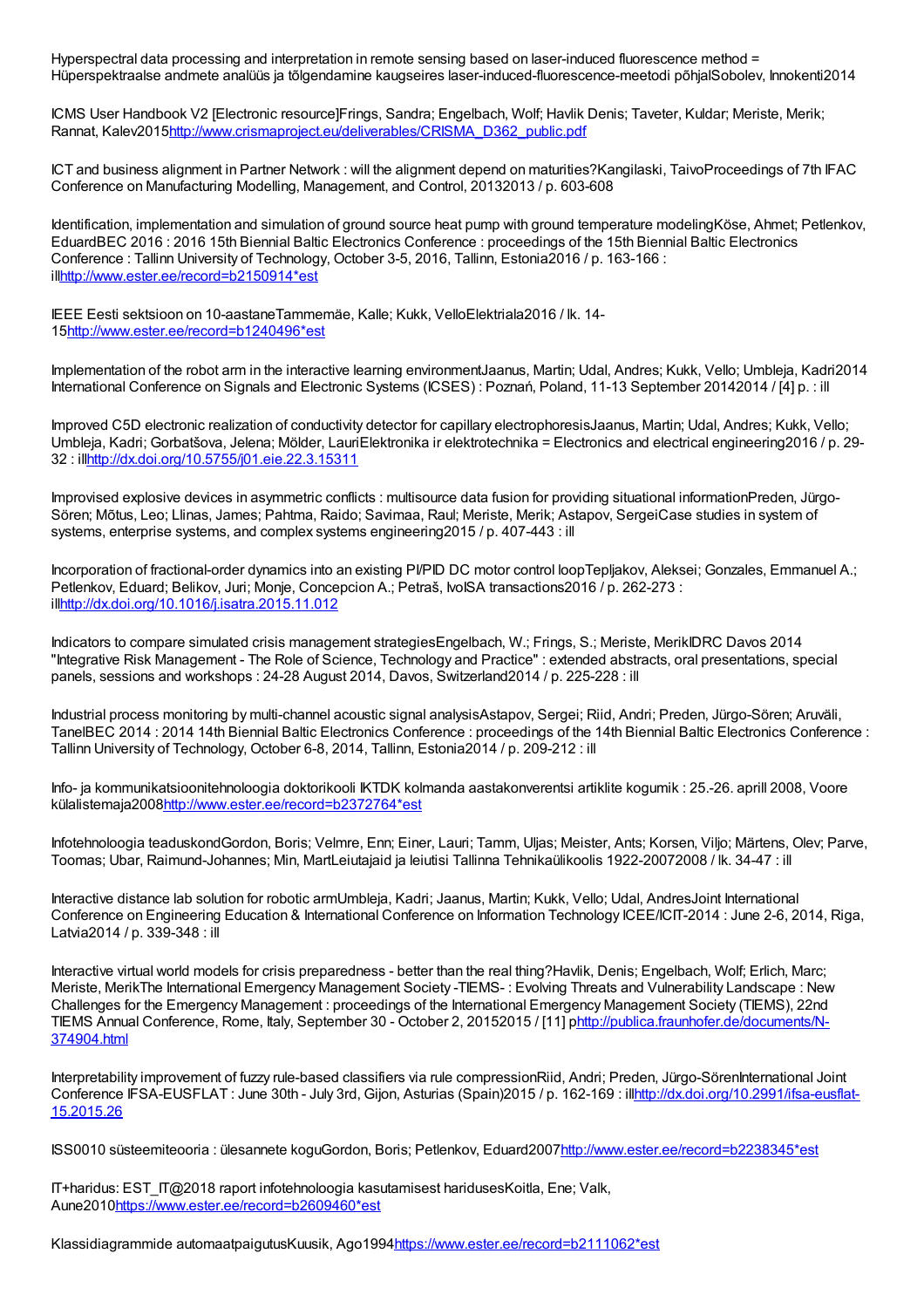Hyperspectral data processing and interpretation in remote sensing based on laser-induced fluorescence method = Hüperspektraalse andmete analüüs ja tõlgendamine kaugseires laser-induced-fluorescence-meetodi põhjalSobolev, Innokenti2014

ICMS User Handbook V2 [Electronic resource]Frings, Sandra; Engelbach, Wolf; Havlik Denis; Taveter, Kuldar; Meriste, Merik; Rannat, Kalev2015http://www.crismaproject.eu/deliverables/CRISMA_D362_public.pdf

ICT and business alignment in Partner Network : will the alignment depend on maturities?Kangilaski, TaivoProceedings of 7th IFAC Conference on Manufacturing Modelling, Management, and Control, 20132013 / p. 603-608

Identification, implementation and simulation of ground source heat pump with ground temperature modelingKöse, Ahmet; Petlenkov, EduardBEC 2016 : 2016 15th Biennial Baltic Electronics Conference : proceedings of the 15th Biennial Baltic Electronics Conference : Tallinn University of Technology, October 3-5, 2016, Tallinn, Estonia2016 / p. 163-166 : illhttp://www.ester.ee/record=b2150914*est

IEEE Eesti sektsioon on 10-aastaneTammemäe, Kalle; Kukk, VelloElektriala2016 / lk. 14-15http://www.ester.ee/record=b1240496*est

Implementation of the robot arm in the interactive learning environmentJaanus, Martin; Udal, Andres; Kukk, Vello; Umbleja, Kadri2014 International Conference on Signals and Electronic Systems (ICSES) : Poznań, Poland, 11-13 September 20142014 / [4] p. : ill

Improved C5D electronic realization of conductivity detector for capillary electrophoresisJaanus, Martin; Udal, Andres; Kukk, Vello; Umbleja, Kadri; Gorbatšova, Jelena; Mölder, LauriElektronika ir elektrotechnika = Electronics and electrical engineering2016 / p. 29-32 : illhttp://dx.doi.org/10.5755/j01.eie.22.3.15311

Improvised explosive devices in asymmetric conflicts : multisource data fusion for providing situational informationPreden, Jürgo-Sören; Mõtus, Leo; Llinas, James; Pahtma, Raido; Savimaa, Raul; Meriste, Merik; Astapov, SergeiCase studies in system of systems, enterprise systems, and complex systems engineering2015 / p. 407-443 : ill

Incorporation of fractional-order dynamics into an existing PI/PID DC motor control loopTepljakov, Aleksei; Gonzales, Emmanuel A.; Petlenkov, Eduard; Belikov, Juri; Monje, Concepcion A.; Petraš, IvoISA transactions2016 / p. 262-273 : illhttp://dx.doi.org/10.1016/j.isatra.2015.11.012

Indicators to compare simulated crisis management strategiesEngelbach, W.; Frings, S.; Meriste, MerikIDRC Davos 2014 "Integrative Risk Management - The Role of Science, Technology and Practice" : extended abstracts, oral presentations, special panels, sessions and workshops : 24-28 August 2014, Davos, Switzerland2014 / p. 225-228 : ill

Industrial process monitoring by multi-channel acoustic signal analysisAstapov, Sergei; Riid, Andri; Preden, Jürgo-Sören; Aruväli, TanelBEC 2014 : 2014 14th Biennial Baltic Electronics Conference : proceedings of the 14th Biennial Baltic Electronics Conference : Tallinn University of Technology, October 6-8, 2014, Tallinn, Estonia2014 / p. 209-212 : ill

Info- ja kommunikatsioonitehnoloogia doktorikooli IKTDK kolmanda aastakonverentsi artiklite kogumik : 25.-26. aprill 2008, Voore külalistemaja2008http://www.ester.ee/record=b2372764*est

Infotehnoloogia teaduskondGordon, Boris; Velmre, Enn; Einer, Lauri; Tamm, Uljas; Meister, Ants; Korsen, Viljo; Märtens, Olev; Parve, Toomas; Ubar, Raimund-Johannes; Min, MartLeiutajaid ja leiutisi Tallinna Tehnikaülikoolis 1922-20072008 / lk. 34-47 : ill

Interactive distance lab solution for robotic armUmbleja, Kadri; Jaanus, Martin; Kukk, Vello; Udal, AndresJoint International Conference on Engineering Education & International Conference on Information Technology ICEE/ICIT-2014 : June 2-6, 2014, Riga, Latvia2014 / p. 339-348 : ill

Interactive virtual world models for crisis preparedness - better than the real thing?Havlik, Denis; Engelbach, Wolf; Erlich, Marc; Meriste, MerikThe International Emergency Management Society -TIEMS- : Evolving Threats and Vulnerability Landscape : New Challenges for the Emergency Management : proceedings of the International Emergency Management Society (TIEMS), 22nd TIEMS Annual Conference, Rome, Italy, September 30 - October 2, 20152015 / [11] phttp://publica.fraunhofer.de/documents/N-374904.html

Interpretability improvement of fuzzy rule-based classifiers via rule compressionRiid, Andri; Preden, Jürgo-SörenInternational Joint Conference IFSA-EUSFLAT : June 30th - July 3rd, Gijon, Asturias (Spain)2015 / p. 162-169 : illhttp://dx.doi.org/10.2991/ifsa-eusflat-15.2015.26

ISS0010 süsteemiteooria : ülesannete koguGordon, Boris; Petlenkov, Eduard2007http://www.ester.ee/record=b2238345*est

IT+haridus: EST_IT@2018 raport infotehnoloogia kasutamisest haridusesKoitla, Ene; Valk, Aune2010https://www.ester.ee/record=b2609460*est

Klassidiagrammide automaatpaigutusKuusik, Ago1994https://www.ester.ee/record=b2111062*est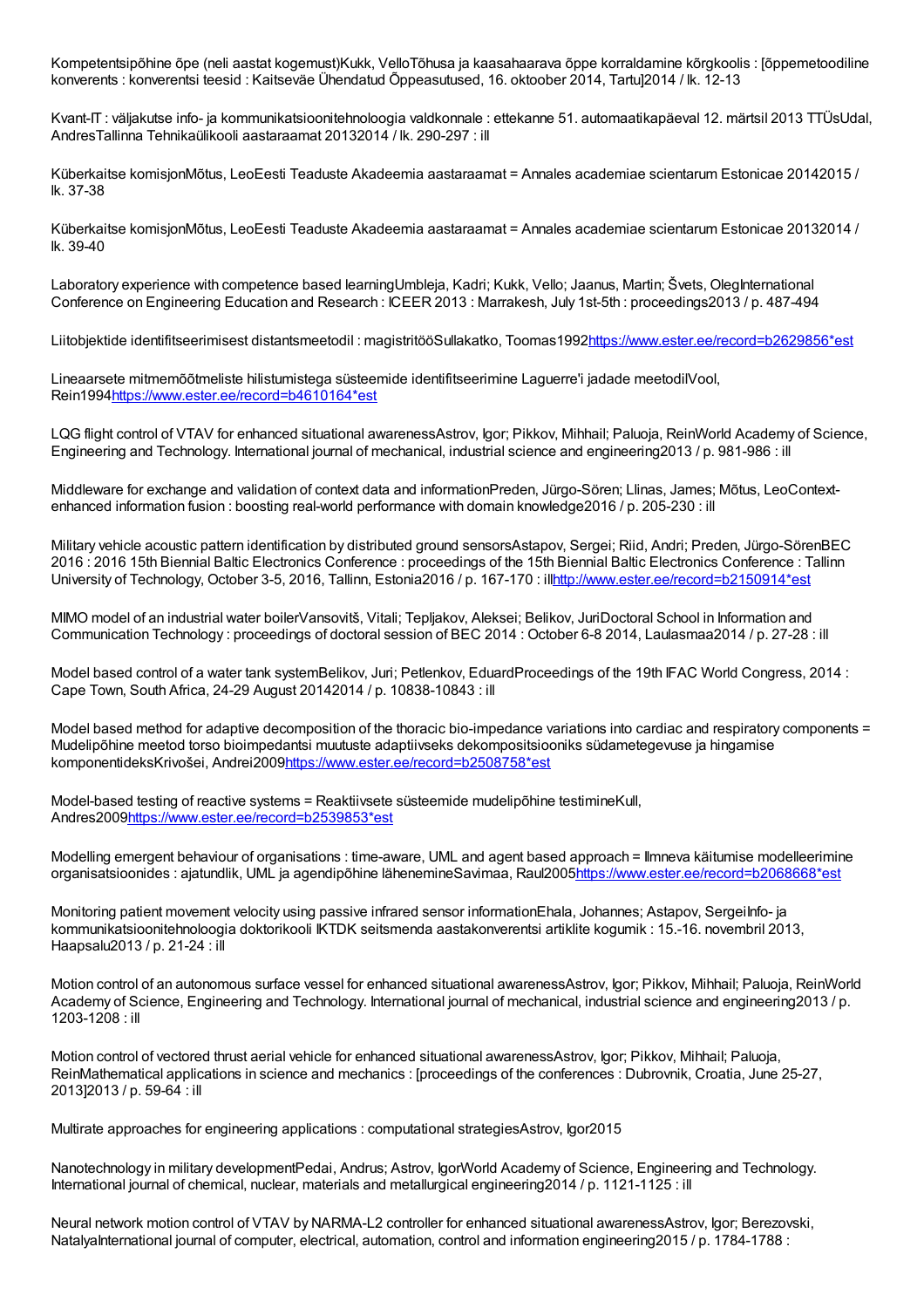Kompetentsipõhine õpe (neli aastat kogemust)Kukk, VelloTõhusa ja kaasahaarava õppe korraldamine kõrgkoolis : [õppemetoodiline konverents : konverentsi teesid : Kaitseväe Ühendatud Õppeasutused, 16. oktoober 2014, Tartu]2014 / lk. 12-13

Kvant-IT : väljakutse info- ja kommunikatsioonitehnoloogia valdkonnale : ettekanne 51. automaatikapäeval 12. märtsil 2013 TTÜsUdal, AndresTallinna Tehnikaülikooli aastaraamat 20132014 / lk. 290-297 : ill

Küberkaitse komisjonMõtus, LeoEesti Teaduste Akadeemia aastaraamat = Annales academiae scientarum Estonicae 20142015 / lk. 37-38

Küberkaitse komisjonMõtus, LeoEesti Teaduste Akadeemia aastaraamat = Annales academiae scientarum Estonicae 20132014 / lk. 39-40

Laboratory experience with competence based learningUmbleja, Kadri; Kukk, Vello; Jaanus, Martin; Švets, OlegInternational Conference on Engineering Education and Research : ICEER 2013 : Marrakesh, July 1st-5th : proceedings2013 / p. 487-494

Liitobjektide identifitseerimisest distantsmeetodil : magistritööSullakatko, Toomas1992https://www.ester.ee/record=b2629856*est

Lineaarsete mitmemõõtmeliste hilistumistega süsteemide identifitseerimine Laguerre'i jadade meetodilVool, Rein1994https://www.ester.ee/record=b4610164*est

LQG flight control of VTAV for enhanced situational awarenessAstrov, Igor; Pikkov, Mihhail; Paluoja, ReinWorld Academy of Science, Engineering and Technology. International journal of mechanical, industrial science and engineering2013 / p. 981-986 : ill

Middleware for exchange and validation of context data and informationPreden, Jürgo-Sören; Llinas, James; Mõtus, LeoContext-enhanced information fusion : boosting real-world performance with domain knowledge2016 / p. 205-230 : ill

Military vehicle acoustic pattern identification by distributed ground sensorsAstapov, Sergei; Riid, Andri; Preden, Jürgo-SörenBEC 2016 : 2016 15th Biennial Baltic Electronics Conference : proceedings of the 15th Biennial Baltic Electronics Conference : Tallinn University of Technology, October 3-5, 2016, Tallinn, Estonia2016 / p. 167-170 : illhttp://www.ester.ee/record=b2150914*est

MIMO model of an industrial water boilerVansovitš, Vitali; Tepljakov, Aleksei; Belikov, JuriDoctoral School in Information and Communication Technology : proceedings of doctoral session of BEC 2014 : October 6-8 2014, Laulasmaa2014 / p. 27-28 : ill

Model based control of a water tank systemBelikov, Juri; Petlenkov, EduardProceedings of the 19th IFAC World Congress, 2014 : Cape Town, South Africa, 24-29 August 20142014 / p. 10838-10843 : ill

Model based method for adaptive decomposition of the thoracic bio-impedance variations into cardiac and respiratory components = Mudelipõhine meetod torso bioimpedantsi muutuste adaptiivseks dekompositsiooniks südametegevuse ja hingamise komponentideksKrivošei, Andrei2009https://www.ester.ee/record=b2508758*est

Model-based testing of reactive systems = Reaktiivsete süsteemide mudelipõhine testimineKull, Andres2009https://www.ester.ee/record=b2539853*est

Modelling emergent behaviour of organisations : time-aware, UML and agent based approach = Ilmneva käitumise modelleerimine organisatsioonides : ajatundlik, UML ja agendipõhine lähenemineSavimaa, Raul2005https://www.ester.ee/record=b2068668*est

Monitoring patient movement velocity using passive infrared sensor informationEhala, Johannes; Astapov, SergeiInfo- ja kommunikatsioonitehnoloogia doktorikooli IKTDK seitsmenda aastakonverentsi artiklite kogumik : 15.-16. novembril 2013, Haapsalu2013 / p. 21-24 : ill

Motion control of an autonomous surface vessel for enhanced situational awarenessAstrov, Igor; Pikkov, Mihhail; Paluoja, ReinWorld Academy of Science, Engineering and Technology. International journal of mechanical, industrial science and engineering2013 / p. 1203-1208 : ill

Motion control of vectored thrust aerial vehicle for enhanced situational awarenessAstrov, Igor; Pikkov, Mihhail; Paluoja, ReinMathematical applications in science and mechanics : [proceedings of the conferences : Dubrovnik, Croatia, June 25-27, 2013]2013 / p. 59-64 : ill

Multirate approaches for engineering applications : computational strategiesAstrov, Igor2015

Nanotechnology in military developmentPedai, Andrus; Astrov, IgorWorld Academy of Science, Engineering and Technology. International journal of chemical, nuclear, materials and metallurgical engineering2014 / p. 1121-1125 : ill

Neural network motion control of VTAV by NARMA-L2 controller for enhanced situational awarenessAstrov, Igor; Berezovski, NatalyaInternational journal of computer, electrical, automation, control and information engineering2015 / p. 1784-1788 :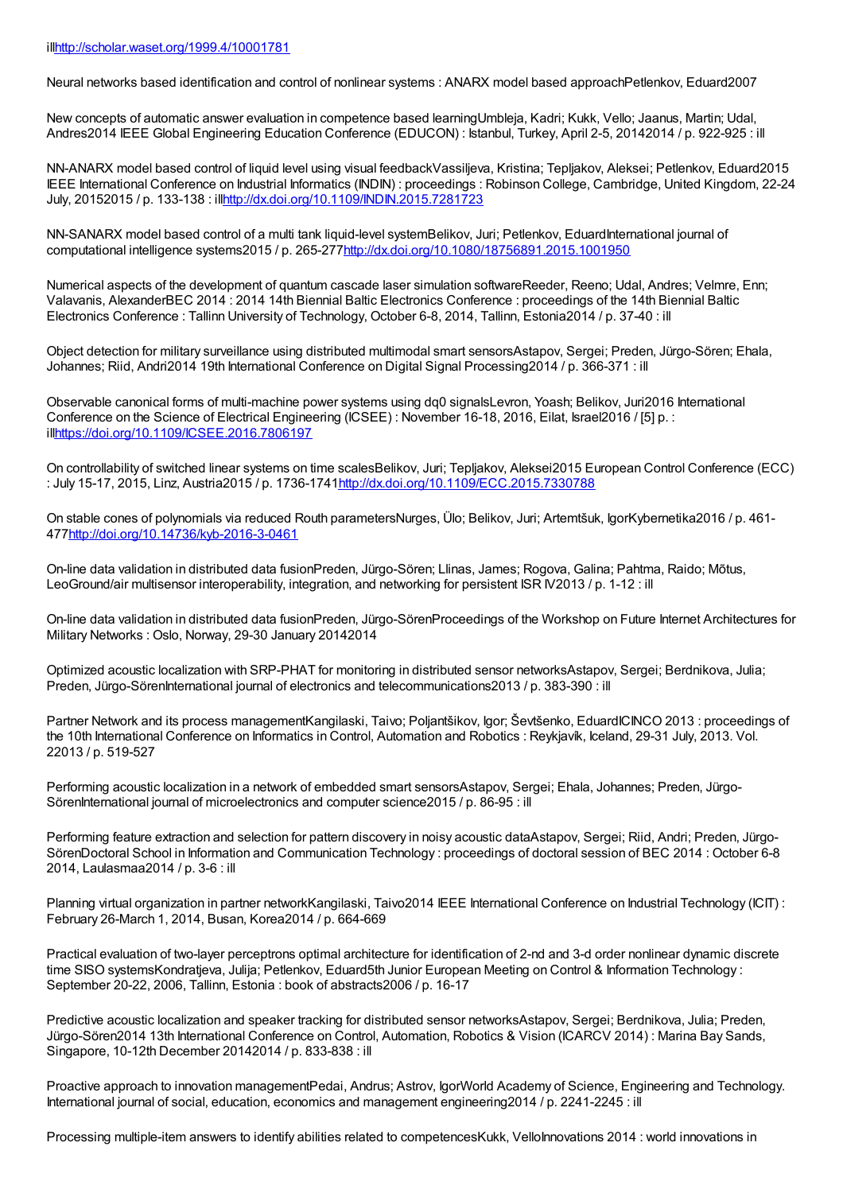ill[http://scholar.waset.org/1999.4/10001781](http://scholar.waset.org/1999.4/10001781)

Neural networks based identification and control of nonlinear systems : ANARX model based approachPetlenkov, Eduard2007

New concepts of automatic answer evaluation in competence based learningUmbleja, Kadri; Kukk, Vello; Jaanus, Martin; Udal, Andres2014 IEEE Global Engineering Education Conference (EDUCON) : Istanbul, Turkey, April 2-5, 20142014 / p. 922-925 : ill

NN-ANARX model based control of liquid level using visual feedbackVassiljeva, Kristina; Tepljakov, Aleksei; Petlenkov, Eduard2015 IEEE International Conference on Industrial Informatics (INDIN) : proceedings : Robinson College, Cambridge, United Kingdom, 22-24 July, 20152015 / p. 133-138 : ill[http://dx.doi.org/10.1109/INDIN.2015.7281723](http://dx.doi.org/10.1109/INDIN.2015.7281723)

NN-SANARX model based control of a multi tank liquid-level systemBelikov, Juri; Petlenkov, EduardInternational journal of computational intelligence systems2015 / p. 265-277[http://dx.doi.org/10.1080/18756891.2015.1001950](http://dx.doi.org/10.1080/18756891.2015.1001950)

Numerical aspects of the development of quantum cascade laser simulation softwareReeder, Reeno; Udal, Andres; Velmre, Enn; Valavanis, AlexanderBEC 2014 : 2014 14th Biennial Baltic Electronics Conference : proceedings of the 14th Biennial Baltic Electronics Conference : Tallinn University of Technology, October 6-8, 2014, Tallinn, Estonia2014 / p. 37-40 : ill

Object detection for military surveillance using distributed multimodal smart sensorsAstapov, Sergei; Preden, Jürgo-Sören; Ehala, Johannes; Riid, Andri2014 19th International Conference on Digital Signal Processing2014 / p. 366-371 : ill

Observable canonical forms of multi-machine power systems using dq0 signalsLevron, Yoash; Belikov, Juri2016 International Conference on the Science of Electrical Engineering (ICSEE) : November 16-18, 2016, Eilat, Israel2016 / [5] p. : ill[https://doi.org/10.1109/ICSEE.2016.7806197](https://doi.org/10.1109/ICSEE.2016.7806197)

On controllability of switched linear systems on time scalesBelikov, Juri; Tepljakov, Aleksei2015 European Control Conference (ECC) : July 15-17, 2015, Linz, Austria2015 / p. 1736-1741[http://dx.doi.org/10.1109/ECC.2015.7330788](http://dx.doi.org/10.1109/ECC.2015.7330788)

On stable cones of polynomials via reduced Routh parametersNurges, Ülo; Belikov, Juri; Artemtšuk, IgorKybernetika2016 / p. 461-477[http://doi.org/10.14736/kyb-2016-3-0461](http://doi.org/10.14736/kyb-2016-3-0461)

On-line data validation in distributed data fusionPreden, Jürgo-Sören; Llinas, James; Rogova, Galina; Pahtma, Raido; Mõtus, LeoGround/air multisensor interoperability, integration, and networking for persistent ISR IV2013 / p. 1-12 : ill

On-line data validation in distributed data fusionPreden, Jürgo-SörenProceedings of the Workshop on Future Internet Architectures for Military Networks : Oslo, Norway, 29-30 January 20142014

Optimized acoustic localization with SRP-PHAT for monitoring in distributed sensor networksAstapov, Sergei; Berdnikova, Julia; Preden, Jürgo-SörenInternational journal of electronics and telecommunications2013 / p. 383-390 : ill

Partner Network and its process managementKangilaski, Taivo; Poljantšikov, Igor; Ševtšenko, EduardICINCO 2013 : proceedings of the 10th International Conference on Informatics in Control, Automation and Robotics : Reykjavík, Iceland, 29-31 July, 2013. Vol. 22013 / p. 519-527

Performing acoustic localization in a network of embedded smart sensorsAstapov, Sergei; Ehala, Johannes; Preden, Jürgo-SörenInternational journal of microelectronics and computer science2015 / p. 86-95 : ill

Performing feature extraction and selection for pattern discovery in noisy acoustic dataAstapov, Sergei; Riid, Andri; Preden, Jürgo-SörenDoctoral School in Information and Communication Technology : proceedings of doctoral session of BEC 2014 : October 6-8 2014, Laulasmaa2014 / p. 3-6 : ill

Planning virtual organization in partner networkKangilaski, Taivo2014 IEEE International Conference on Industrial Technology (ICIT) : February 26-March 1, 2014, Busan, Korea2014 / p. 664-669

Practical evaluation of two-layer perceptrons optimal architecture for identification of 2-nd and 3-d order nonlinear dynamic discrete time SISO systemsKondratjeva, Julija; Petlenkov, Eduard5th Junior European Meeting on Control & Information Technology : September 20-22, 2006, Tallinn, Estonia : book of abstracts2006 / p. 16-17

Predictive acoustic localization and speaker tracking for distributed sensor networksAstapov, Sergei; Berdnikova, Julia; Preden, Jürgo-Sören2014 13th International Conference on Control, Automation, Robotics & Vision (ICARCV 2014) : Marina Bay Sands, Singapore, 10-12th December 20142014 / p. 833-838 : ill

Proactive approach to innovation managementPedai, Andrus; Astrov, IgorWorld Academy of Science, Engineering and Technology. International journal of social, education, economics and management engineering2014 / p. 2241-2245 : ill

Processing multiple-item answers to identify abilities related to competencesKukk, VelloInnovations 2014 : world innovations in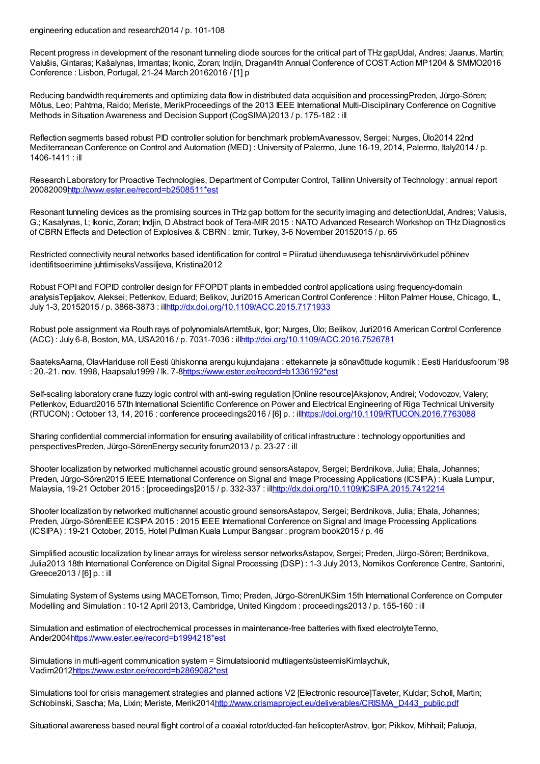engineering education and research2014 / p. 101-108

Recent progress in development of the resonant tunneling diode sources for the critical part of THz gapUdal, Andres; Jaanus, Martin; Valušis, Gintaras; Kašalynas, Irmantas; Ikonic, Zoran; Indjin, Dragan4th Annual Conference of COST Action MP1204 & SMMO2016 Conference : Lisbon, Portugal, 21-24 March 20162016 / [1] p

Reducing bandwidth requirements and optimizing data flow in distributed data acquisition and processingPreden, Jürgo-Sören; Mõtus, Leo; Pahtma, Raido; Meriste, MerikProceedings of the 2013 IEEE International Multi-Disciplinary Conference on Cognitive Methods in Situation Awareness and Decision Support (CogSIMA)2013 / p. 175-182 : ill

Reflection segments based robust PID controller solution for benchmark problemAvanessov, Sergei; Nurges, Ülo2014 22nd Mediterranean Conference on Control and Automation (MED) : University of Palermo, June 16-19, 2014, Palermo, Italy2014 / p. 1406-1411 : ill

Research Laboratory for Proactive Technologies, Department of Computer Control, Tallinn University of Technology : annual report 20082009[http://www.ester.ee/record=b2508511*est](http://www.ester.ee/record=b2508511*est)

Resonant tunneling devices as the promising sources in THz gap bottom for the security imaging and detectionUdal, Andres; Valusis, G.; Kasalynas, I.; Ikonic, Zoran; Indjin, D.Abstract book of Tera-MIR 2015 : NATO Advanced Research Workshop on THz Diagnostics of CBRN Effects and Detection of Explosives & CBRN : Izmir, Turkey, 3-6 November 20152015 / p. 65

Restricted connectivity neural networks based identification for control = Piiratud ühenduvusega tehisnärvivõrkudel põhinev identifitseerimine juhtimiseksVassiljeva, Kristina2012

Robust FOPI and FOPID controller design for FFOPDT plants in embedded control applications using frequency-domain analysisTepljakov, Aleksei; Petlenkov, Eduard; Belikov, Juri2015 American Control Conference : Hilton Palmer House, Chicago, IL, July 1-3, 20152015 / p. 3868-3873 : ill[http://dx.doi.org/10.1109/ACC.2015.7171933](http://dx.doi.org/10.1109/ACC.2015.7171933)

Robust pole assignment via Routh rays of polynomialsArtemtšuk, Igor; Nurges, Ülo; Belikov, Juri2016 American Control Conference (ACC) : July 6-8, Boston, MA, USA2016 / p. 7031-7036 : ill[http://doi.org/10.1109/ACC.2016.7526781](http://doi.org/10.1109/ACC.2016.7526781)

SaateksAarna, OlavHariduse roll Eesti ühiskonna arengu kujundajana : ettekannete ja sõnavõttude kogumik : Eesti Haridusfoorum '98 : 20.-21. nov. 1998, Haapsalu1999 / lk. 7-8[https://www.ester.ee/record=b1336192*est](https://www.ester.ee/record=b1336192*est)

Self-scaling laboratory crane fuzzy logic control with anti-swing regulation [Online resource]Aksjonov, Andrei; Vodovozov, Valery; Petlenkov, Eduard2016 57th International Scientific Conference on Power and Electrical Engineering of Riga Technical University (RTUCON) : October 13, 14, 2016 : conference proceedings2016 / [6] p. : ill[https://doi.org/10.1109/RTUCON.2016.7763088](https://doi.org/10.1109/RTUCON.2016.7763088)

Sharing confidential commercial information for ensuring availability of critical infrastructure : technology opportunities and perspectivesPreden, Jürgo-SörenEnergy security forum2013 / p. 23-27 : ill

Shooter localization by networked multichannel acoustic ground sensorsAstapov, Sergei; Berdnikova, Julia; Ehala, Johannes; Preden, Jürgo-Sören2015 IEEE International Conference on Signal and Image Processing Applications (ICSIPA) : Kuala Lumpur, Malaysia, 19-21 October 2015 : [proceedings]2015 / p. 332-337 : ill[http://dx.doi.org/10.1109/ICSIPA.2015.7412214](http://dx.doi.org/10.1109/ICSIPA.2015.7412214)

Shooter localization by networked multichannel acoustic ground sensorsAstapov, Sergei; Berdnikova, Julia; Ehala, Johannes; Preden, Jürgo-SörenIEEE ICSIPA 2015 : 2015 IEEE International Conference on Signal and Image Processing Applications (ICSIPA) : 19-21 October, 2015, Hotel Pullman Kuala Lumpur Bangsar : program book2015 / p. 46

Simplified acoustic localization by linear arrays for wireless sensor networksAstapov, Sergei; Preden, Jürgo-Sören; Berdnikova, Julia2013 18th International Conference on Digital Signal Processing (DSP) : 1-3 July 2013, Nomikos Conference Centre, Santorini, Greece2013 / [6] p. : ill

Simulating System of Systems using MACETomson, Timo; Preden, Jürgo-SörenUKSim 15th International Conference on Computer Modelling and Simulation : 10-12 April 2013, Cambridge, United Kingdom : proceedings2013 / p. 155-160 : ill

Simulation and estimation of electrochemical processes in maintenance-free batteries with fixed electrolyteTenno, Ander2004[https://www.ester.ee/record=b1994218*est](https://www.ester.ee/record=b1994218*est)

Simulations in multi-agent communication system = Simulatsioonid multiagentsüsteemisKimlaychuk, Vadim2012[https://www.ester.ee/record=b2869082*est](https://www.ester.ee/record=b2869082*est)

Simulations tool for crisis management strategies and planned actions V2 [Electronic resource]Taveter, Kuldar; Scholl, Martin; Schlobinski, Sascha; Ma, Lixin; Meriste, Merik2014[http://www.crismaproject.eu/deliverables/CRISMA_D443_public.pdf](http://www.crismaproject.eu/deliverables/CRISMA_D443_public.pdf)

Situational awareness based neural flight control of a coaxial rotor/ducted-fan helicopterAstrov, Igor; Pikkov, Mihhail; Paluoja,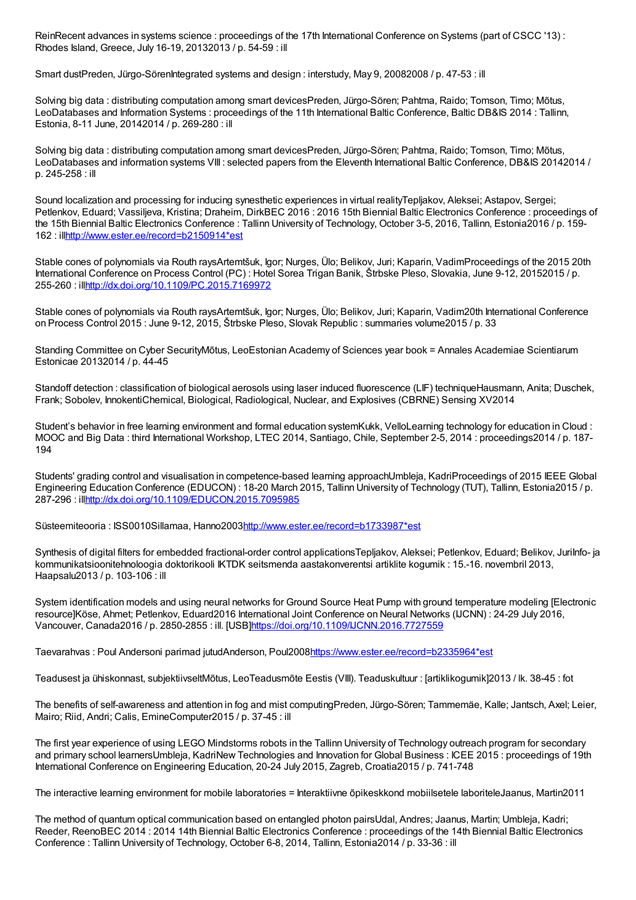ReinRecent advances in systems science : proceedings of the 17th International Conference on Systems (part of CSCC '13) : Rhodes Island, Greece, July 16-19, 20132013 / p. 54-59 : ill

Smart dustPreden, Jürgo-SörenIntegrated systems and design : interstudy, May 9, 20082008 / p. 47-53 : ill

Solving big data : distributing computation among smart devicesPreden, Jürgo-Sören; Pahtma, Raido; Tomson, Timo; Mõtus, LeoDatabases and Information Systems : proceedings of the 11th International Baltic Conference, Baltic DB&IS 2014 : Tallinn, Estonia, 8-11 June, 20142014 / p. 269-280 : ill

Solving big data : distributing computation among smart devicesPreden, Jürgo-Sören; Pahtma, Raido; Tomson, Timo; Mõtus, LeoDatabases and information systems VIII : selected papers from the Eleventh International Baltic Conference, DB&IS 20142014 / p. 245-258 : ill

Sound localization and processing for inducing synesthetic experiences in virtual realityTepljakov, Aleksei; Astapov, Sergei; Petlenkov, Eduard; Vassiljeva, Kristina; Draheim, DirkBEC 2016 : 2016 15th Biennial Baltic Electronics Conference : proceedings of the 15th Biennial Baltic Electronics Conference : Tallinn University of Technology, October 3-5, 2016, Tallinn, Estonia2016 / p. 159-162 : illhttp://www.ester.ee/record=b2150914*est

Stable cones of polynomials via Routh raysArtemtšuk, Igor; Nurges, Ülo; Belikov, Juri; Kaparin, VadimProceedings of the 2015 20th International Conference on Process Control (PC) : Hotel Sorea Trigan Banik, Štrbske Pleso, Slovakia, June 9-12, 20152015 / p. 255-260 : illhttp://dx.doi.org/10.1109/PC.2015.7169972

Stable cones of polynomials via Routh raysArtemtšuk, Igor; Nurges, Ülo; Belikov, Juri; Kaparin, Vadim20th International Conference on Process Control 2015 : June 9-12, 2015, Štrbske Pleso, Slovak Republic : summaries volume2015 / p. 33

Standing Committee on Cyber SecurityMõtus, LeoEstonian Academy of Sciences year book = Annales Academiae Scientiarum Estonicae 20132014 / p. 44-45

Standoff detection : classification of biological aerosols using laser induced fluorescence (LIF) techniqueHausmann, Anita; Duschek, Frank; Sobolev, InnokentiChemical, Biological, Radiological, Nuclear, and Explosives (CBRNE) Sensing XV2014

Student’s behavior in free learning environment and formal education systemKukk, VelloLearning technology for education in Cloud : MOOC and Big Data : third International Workshop, LTEC 2014, Santiago, Chile, September 2-5, 2014 : proceedings2014 / p. 187-194

Students' grading control and visualisation in competence-based learning approachUmbleja, KadriProceedings of 2015 IEEE Global Engineering Education Conference (EDUCON) : 18-20 March 2015, Tallinn University of Technology (TUT), Tallinn, Estonia2015 / p. 287-296 : illhttp://dx.doi.org/10.1109/EDUCON.2015.7095985

Süsteemiteooria : ISS0010Sillamaa, Hanno2003http://www.ester.ee/record=b1733987*est

Synthesis of digital filters for embedded fractional-order control applicationsTepljakov, Aleksei; Petlenkov, Eduard; Belikov, JuriInfo- ja kommunikatsioonitehnoloogia doktorikooli IKTDK seitsmenda aastakonverentsi artiklite kogumik : 15.-16. novembril 2013, Haapsalu2013 / p. 103-106 : ill

System identification models and using neural networks for Ground Source Heat Pump with ground temperature modeling [Electronic resource]Köse, Ahmet; Petlenkov, Eduard2016 International Joint Conference on Neural Networks (IJCNN) : 24-29 July 2016, Vancouver, Canada2016 / p. 2850-2855 : ill. [USB]https://doi.org/10.1109/IJCNN.2016.7727559

Taevarahvas : Poul Andersoni parimad jutudAnderson, Poul2008https://www.ester.ee/record=b2335964*est

Teadusest ja ühiskonnast, subjektiivseltMõtus, LeoTeadusmõte Eestis (VIII). Teaduskultuur : [artiklikogumik]2013 / lk. 38-45 : fot

The benefits of self-awareness and attention in fog and mist computingPreden, Jürgo-Sören; Tammemäe, Kalle; Jantsch, Axel; Leier, Mairo; Riid, Andri; Calis, EmineComputer2015 / p. 37-45 : ill

The first year experience of using LEGO Mindstorms robots in the Tallinn University of Technology outreach program for secondary and primary school learnersUmbleja, KadriNew Technologies and Innovation for Global Business : ICEE 2015 : proceedings of 19th International Conference on Engineering Education, 20-24 July 2015, Zagreb, Croatia2015 / p. 741-748

The interactive learning environment for mobile laboratories = Interaktiivne õpikeskkond mobiilsetele laboriteleJaanus, Martin2011

The method of quantum optical communication based on entangled photon pairsUdal, Andres; Jaanus, Martin; Umbleja, Kadri; Reeder, ReenoBEC 2014 : 2014 14th Biennial Baltic Electronics Conference : proceedings of the 14th Biennial Baltic Electronics Conference : Tallinn University of Technology, October 6-8, 2014, Tallinn, Estonia2014 / p. 33-36 : ill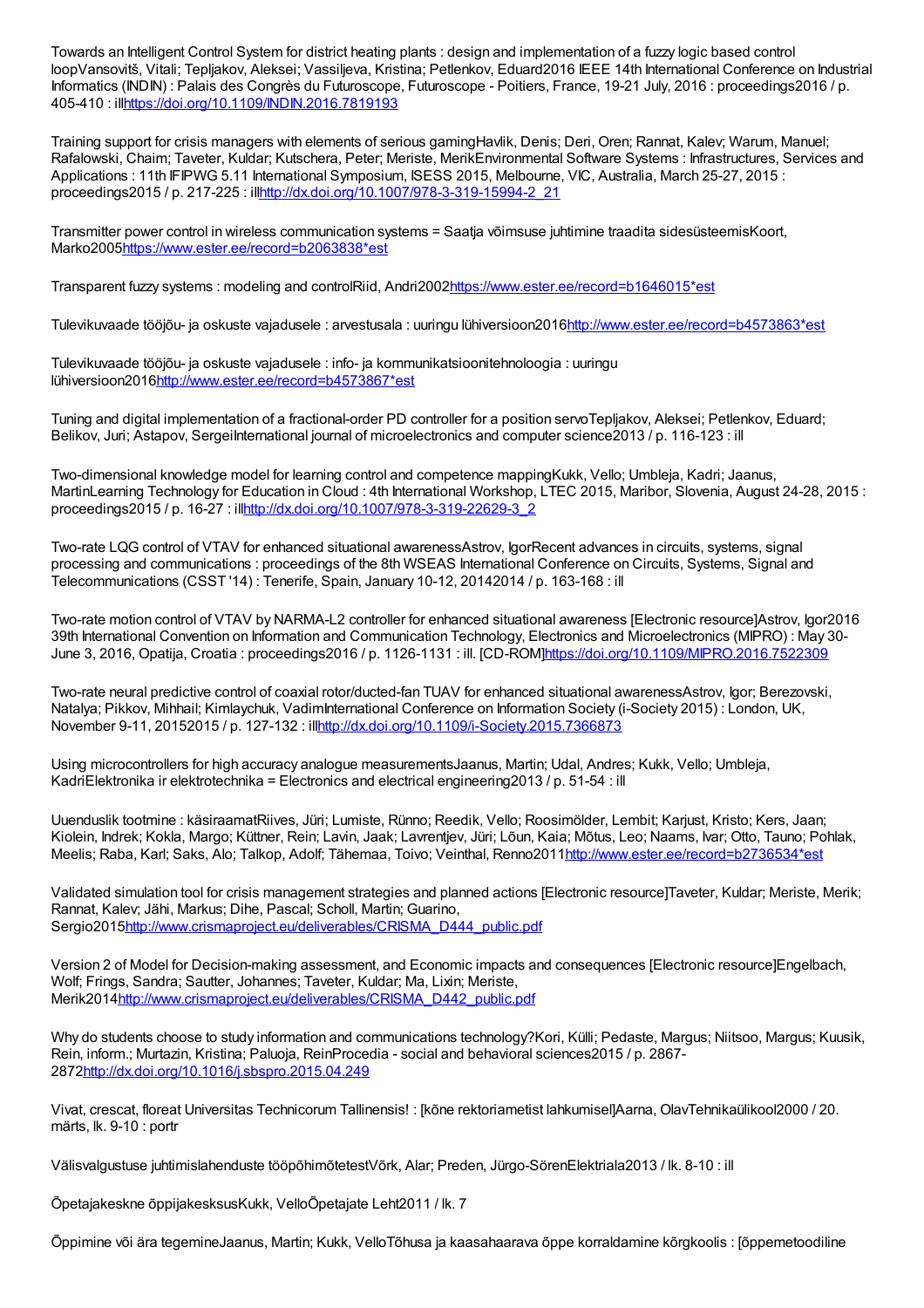Towards an Intelligent Control System for district heating plants : design and implementation of a fuzzy logic based control loopVansovitš, Vitali; Tepljakov, Aleksei; Vassiljeva, Kristina; Petlenkov, Eduard2016 IEEE 14th International Conference on Industrial Informatics (INDIN) : Palais des Congrès du Futuroscope, Futuroscope - Poitiers, France, 19-21 July, 2016 : proceedings2016 / p. 405-410 : illhttps://doi.org/10.1109/INDIN.2016.7819193

Training support for crisis managers with elements of serious gamingHavlik, Denis; Deri, Oren; Rannat, Kalev; Warum, Manuel; Rafalowski, Chaim; Taveter, Kuldar; Kutschera, Peter; Meriste, MerikEnvironmental Software Systems : Infrastructures, Services and Applications : 11th IFIPWG 5.11 International Symposium, ISESS 2015, Melbourne, VIC, Australia, March 25-27, 2015 : proceedings2015 / p. 217-225 : illhttp://dx.doi.org/10.1007/978-3-319-15994-2_21

Transmitter power control in wireless communication systems = Saatja võimsuse juhtimine traadita sidesüsteemisKoort, Marko2005https://www.ester.ee/record=b2063838*est

Transparent fuzzy systems : modeling and controlRiid, Andri2002https://www.ester.ee/record=b1646015*est

Tulevikuvaade tööjõu- ja oskuste vajadusele : arvestusala : uuringu lühiversioon2016http://www.ester.ee/record=b4573863*est

Tulevikuvaade tööjõu- ja oskuste vajadusele : info- ja kommunikatsioonitehnoloogia : uuringu lühiversioon2016http://www.ester.ee/record=b4573867*est

Tuning and digital implementation of a fractional-order PD controller for a position servoTepljakov, Aleksei; Petlenkov, Eduard; Belikov, Juri; Astapov, SergeiInternational journal of microelectronics and computer science2013 / p. 116-123 : ill

Two-dimensional knowledge model for learning control and competence mappingKukk, Vello; Umbleja, Kadri; Jaanus, MartinLearning Technology for Education in Cloud : 4th International Workshop, LTEC 2015, Maribor, Slovenia, August 24-28, 2015 : proceedings2015 / p. 16-27 : illhttp://dx.doi.org/10.1007/978-3-319-22629-3_2

Two-rate LQG control of VTAV for enhanced situational awarenessAstrov, IgorRecent advances in circuits, systems, signal processing and communications : proceedings of the 8th WSEAS International Conference on Circuits, Systems, Signal and Telecommunications (CSST '14) : Tenerife, Spain, January 10-12, 20142014 / p. 163-168 : ill

Two-rate motion control of VTAV by NARMA-L2 controller for enhanced situational awareness [Electronic resource]Astrov, Igor2016 39th International Convention on Information and Communication Technology, Electronics and Microelectronics (MIPRO) : May 30-June 3, 2016, Opatija, Croatia : proceedings2016 / p. 1126-1131 : ill. [CD-ROM]https://doi.org/10.1109/MIPRO.2016.7522309

Two-rate neural predictive control of coaxial rotor/ducted-fan TUAV for enhanced situational awarenessAstrov, Igor; Berezovski, Natalya; Pikkov, Mihhail; Kimlaychuk, VadimInternational Conference on Information Society (i-Society 2015) : London, UK, November 9-11, 20152015 / p. 127-132 : illhttp://dx.doi.org/10.1109/i-Society.2015.7366873

Using microcontrollers for high accuracy analogue measurementsJaanus, Martin; Udal, Andres; Kukk, Vello; Umbleja, KadriElektronika ir elektrotechnika = Electronics and electrical engineering2013 / p. 51-54 : ill

Uuenduslik tootmine : käsiraamatRiives, Jüri; Lumiste, Rünno; Reedik, Vello; Roosimölder, Lembit; Karjust, Kristo; Kers, Jaan; Kiolein, Indrek; Kokla, Margo; Küttner, Rein; Lavin, Jaak; Lavrentjev, Jüri; Lõun, Kaia; Mõtus, Leo; Naams, Ivar; Otto, Tauno; Pohlak, Meelis; Raba, Karl; Saks, Alo; Talkop, Adolf; Tähemaa, Toivo; Veinthal, Renno2011http://www.ester.ee/record=b2736534*est

Validated simulation tool for crisis management strategies and planned actions [Electronic resource]Taveter, Kuldar; Meriste, Merik; Rannat, Kalev; Jähi, Markus; Dihe, Pascal; Scholl, Martin; Guarino, Sergio2015http://www.crismaproject.eu/deliverables/CRISMA_D444_public.pdf

Version 2 of Model for Decision-making assessment, and Economic impacts and consequences [Electronic resource]Engelbach, Wolf; Frings, Sandra; Sautter, Johannes; Taveter, Kuldar; Ma, Lixin; Meriste, Merik2014http://www.crismaproject.eu/deliverables/CRISMA_D442_public.pdf

Why do students choose to study information and communications technology?Kori, Külli; Pedaste, Margus; Niitsoo, Margus; Kuusik, Rein, inform.; Murtazin, Kristina; Paluoja, ReinProcedia - social and behavioral sciences2015 / p. 2867-2872http://dx.doi.org/10.1016/j.sbspro.2015.04.249

Vivat, crescat, floreat Universitas Technicorum Tallinensis! : [kõne rektoriametist lahkumisel]Aarna, OlavTehnikaülikool2000 / 20. märts, lk. 9-10 : portr

Välisvalgustuse juhtimislahenduste tööpõhimõtetestVõrk, Alar; Preden, Jürgo-SörenElektriala2013 / lk. 8-10 : ill

Õpetajakeskne õppijakesksusKukk, VelloÕpetajate Leht2011 / lk. 7

Õppimine või ära tegemineJaanus, Martin; Kukk, VelloTõhusa ja kaasahaarava õppe korraldamine kõrgkoolis : [õppemetoodiline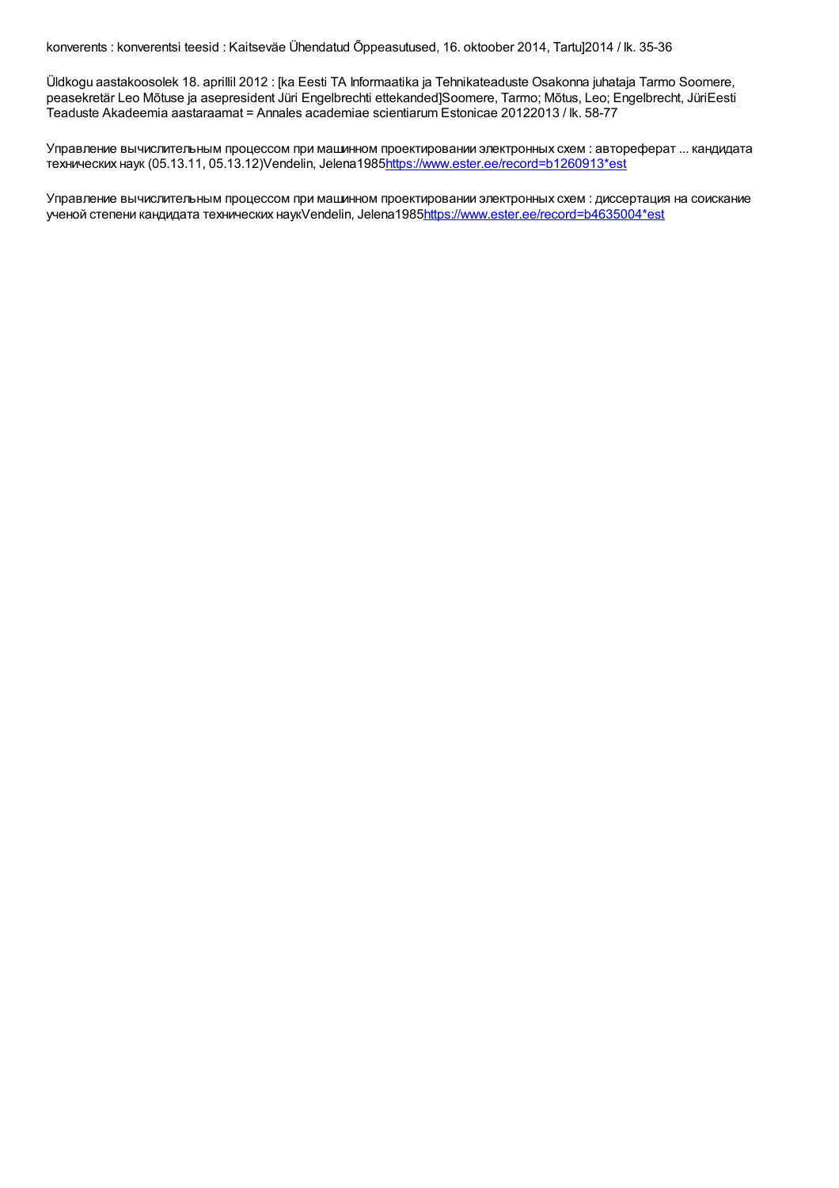konverents : konverentsi teesid : Kaitseväe Ühendatud Õppeasutused, 16. oktoober 2014, Tartu]2014 / lk. 35-36

Üldkogu aastakoosolek 18. aprillil 2012 : [ka Eesti TA Informaatika ja Tehnikateaduste Osakonna juhataja Tarmo Soomere, peasekretär Leo Mõtuse ja asepresident Jüri Engelbrechti ettekanded]Soomere, Tarmo; Mõtus, Leo; Engelbrecht, JüriEesti Teaduste Akadeemia aastaraamat = Annales academiae scientiarum Estonicae 20122013 / lk. 58-77

Управление вычислительным процессом при машинном проектировании электронных схем : автореферат ... кандидата технических наук (05.13.11, 05.13.12)Vendelin, Jelena1985https://www.ester.ee/record=b1260913*est

Управление вычислительным процессом при машинном проектировании электронных схем : диссертация на соискание ученой степени кандидата технических наукVendelin, Jelena1985https://www.ester.ee/record=b4635004*est